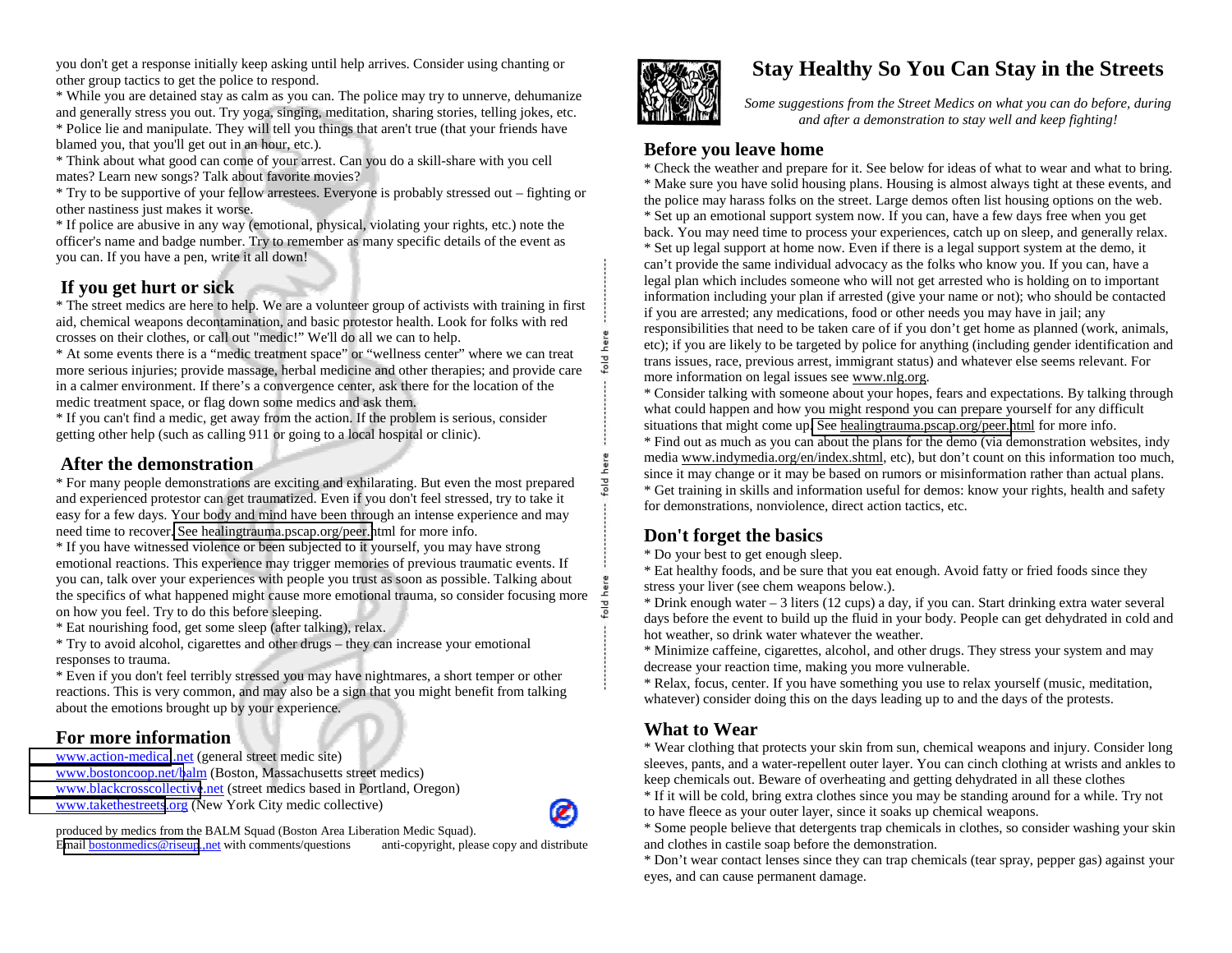you don't get a response initially keep asking until help arrives. Consider using chanting or other group tactics to get the police to respond.

* While you are detained stay as calm as you can. The police may try to unnerve, dehumanize and generally stress you out. Try yoga, singing, meditation, sharing stories, telling jokes, etc.
* Police lie and manipulate. They will tell you things that aren't true (that your friends have blamed you, that you'll get out in an hour, etc.).
* Think about what good can come of your arrest. Can you do a skill-share with you cell mates? Learn new songs? Talk about favorite movies?
* Try to be supportive of your fellow arrestees. Everyone is probably stressed out – fighting or other nastiness just makes it worse.
* If police are abusive in any way (emotional, physical, violating your rights, etc.) note the officer's name and badge number. Try to remember as many specific details of the event as you can. If you have a pen, write it all down!

## If you get hurt or sick

* The street medics are here to help. We are a volunteer group of activists with training in first aid, chemical weapons decontamination, and basic protestor health. Look for folks with red crosses on their clothes, or call out "medic!" We'll do all we can to help.
* At some events there is a "medic treatment space" or "wellness center" where we can treat more serious injuries; provide massage, herbal medicine and other therapies; and provide care in a calmer environment. If there's a convergence center, ask there for the location of the medic treatment space, or flag down some medics and ask them.
* If you can't find a medic, get away from the action. If the problem is serious, consider getting other help (such as calling 911 or going to a local hospital or clinic).

## After the demonstration

* For many people demonstrations are exciting and exhilarating. But even the most prepared and experienced protestor can get traumatized. Even if you don't feel stressed, try to take it easy for a few days. Your body and mind have been through an intense experience and may need time to recover. See healingtrauma.pscap.org/peer.html for more info.
* If you have witnessed violence or been subjected to it yourself, you may have strong emotional reactions. This experience may trigger memories of previous traumatic events. If you can, talk over your experiences with people you trust as soon as possible. Talking about the specifics of what happened might cause more emotional trauma, so consider focusing more on how you feel. Try to do this before sleeping.
* Eat nourishing food, get some sleep (after talking), relax.
* Try to avoid alcohol, cigarettes and other drugs – they can increase your emotional responses to trauma.
* Even if you don't feel terribly stressed you may have nightmares, a short temper or other reactions. This is very common, and may also be a sign that you might benefit from talking about the emotions brought up by your experience.

## For more information

www.action-medical.net (general street medic site)
www.bostoncoop.net/balm (Boston, Massachusetts street medics)
www.blackcrosscollective.net (street medics based in Portland, Oregon)
www.takethestreets.org (New York City medic collective)

produced by medics from the BALM Squad (Boston Area Liberation Medic Squad).
Email bostonmedics@riseup.net with comments/questions    anti-copyright, please copy and distribute

# Stay Healthy So You Can Stay in the Streets

*Some suggestions from the Street Medics on what you can do before, during and after a demonstration to stay well and keep fighting!*

## Before you leave home

* Check the weather and prepare for it. See below for ideas of what to wear and what to bring.
* Make sure you have solid housing plans. Housing is almost always tight at these events, and the police may harass folks on the street. Large demos often list housing options on the web.
* Set up an emotional support system now. If you can, have a few days free when you get back. You may need time to process your experiences, catch up on sleep, and generally relax.
* Set up legal support at home now. Even if there is a legal support system at the demo, it can't provide the same individual advocacy as the folks who know you. If you can, have a legal plan which includes someone who will not get arrested who is holding on to important information including your plan if arrested (give your name or not); who should be contacted if you are arrested; any medications, food or other needs you may have in jail; any responsibilities that need to be taken care of if you don't get home as planned (work, animals, etc); if you are likely to be targeted by police for anything (including gender identification and trans issues, race, previous arrest, immigrant status) and whatever else seems relevant. For more information on legal issues see www.nlg.org.
* Consider talking with someone about your hopes, fears and expectations. By talking through what could happen and how you might respond you can prepare yourself for any difficult situations that might come up. See healingtrauma.pscap.org/peer.html for more info.
* Find out as much as you can about the plans for the demo (via demonstration websites, indy media www.indymedia.org/en/index.shtml, etc), but don't count on this information too much, since it may change or it may be based on rumors or misinformation rather than actual plans.
* Get training in skills and information useful for demos: know your rights, health and safety for demonstrations, nonviolence, direct action tactics, etc.

## Don't forget the basics

* Do your best to get enough sleep.
* Eat healthy foods, and be sure that you eat enough. Avoid fatty or fried foods since they stress your liver (see chem weapons below.).
* Drink enough water – 3 liters (12 cups) a day, if you can. Start drinking extra water several days before the event to build up the fluid in your body. People can get dehydrated in cold and hot weather, so drink water whatever the weather.
* Minimize caffeine, cigarettes, alcohol, and other drugs. They stress your system and may decrease your reaction time, making you more vulnerable.
* Relax, focus, center. If you have something you use to relax yourself (music, meditation, whatever) consider doing this on the days leading up to and the days of the protests.

## What to Wear

* Wear clothing that protects your skin from sun, chemical weapons and injury. Consider long sleeves, pants, and a water-repellent outer layer. You can cinch clothing at wrists and ankles to keep chemicals out. Beware of overheating and getting dehydrated in all these clothes
* If it will be cold, bring extra clothes since you may be standing around for a while. Try not to have fleece as your outer layer, since it soaks up chemical weapons.
* Some people believe that detergents trap chemicals in clothes, so consider washing your skin and clothes in castile soap before the demonstration.
* Don't wear contact lenses since they can trap chemicals (tear spray, pepper gas) against your eyes, and can cause permanent damage.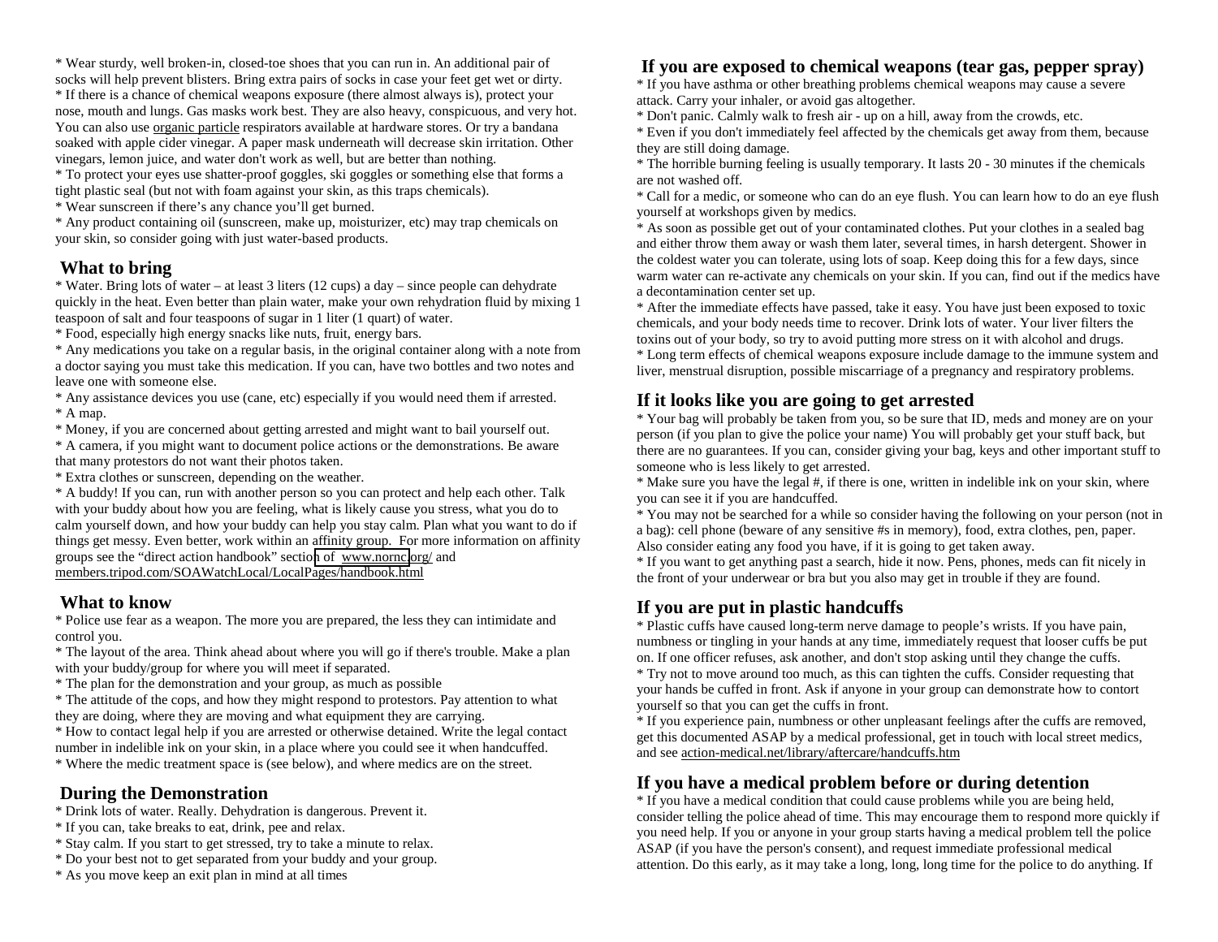* Wear sturdy, well broken-in, closed-toe shoes that you can run in. An additional pair of socks will help prevent blisters. Bring extra pairs of socks in case your feet get wet or dirty.
* If there is a chance of chemical weapons exposure (there almost always is), protect your nose, mouth and lungs. Gas masks work best. They are also heavy, conspicuous, and very hot. You can also use organic particle respirators available at hardware stores. Or try a bandana soaked with apple cider vinegar. A paper mask underneath will decrease skin irritation. Other vinegars, lemon juice, and water don't work as well, but are better than nothing.
* To protect your eyes use shatter-proof goggles, ski goggles or something else that forms a tight plastic seal (but not with foam against your skin, as this traps chemicals).
* Wear sunscreen if there's any chance you'll get burned.
* Any product containing oil (sunscreen, make up, moisturizer, etc) may trap chemicals on your skin, so consider going with just water-based products.

## What to bring

* Water. Bring lots of water – at least 3 liters (12 cups) a day – since people can dehydrate quickly in the heat. Even better than plain water, make your own rehydration fluid by mixing 1 teaspoon of salt and four teaspoons of sugar in 1 liter (1 quart) of water.
* Food, especially high energy snacks like nuts, fruit, energy bars.
* Any medications you take on a regular basis, in the original container along with a note from a doctor saying you must take this medication. If you can, have two bottles and two notes and leave one with someone else.
* Any assistance devices you use (cane, etc) especially if you would need them if arrested.
* A map.
* Money, if you are concerned about getting arrested and might want to bail yourself out.
* A camera, if you might want to document police actions or the demonstrations. Be aware that many protestors do not want their photos taken.
* Extra clothes or sunscreen, depending on the weather.
* A buddy! If you can, run with another person so you can protect and help each other. Talk with your buddy about how you are feeling, what is likely cause you stress, what you do to calm yourself down, and how your buddy can help you stay calm. Plan what you want to do if things get messy. Even better, work within an affinity group. For more information on affinity groups see the "direct action handbook" section of www.nornc.org/ and members.tripod.com/SOAWatchLocal/LocalPages/handbook.html

## What to know

* Police use fear as a weapon. The more you are prepared, the less they can intimidate and control you.
* The layout of the area. Think ahead about where you will go if there's trouble. Make a plan with your buddy/group for where you will meet if separated.
* The plan for the demonstration and your group, as much as possible
* The attitude of the cops, and how they might respond to protestors. Pay attention to what they are doing, where they are moving and what equipment they are carrying.
* How to contact legal help if you are arrested or otherwise detained. Write the legal contact number in indelible ink on your skin, in a place where you could see it when handcuffed.
* Where the medic treatment space is (see below), and where medics are on the street.

## During the Demonstration

* Drink lots of water. Really. Dehydration is dangerous. Prevent it.
* If you can, take breaks to eat, drink, pee and relax.
* Stay calm. If you start to get stressed, try to take a minute to relax.
* Do your best not to get separated from your buddy and your group.
* As you move keep an exit plan in mind at all times

## If you are exposed to chemical weapons (tear gas, pepper spray)

* If you have asthma or other breathing problems chemical weapons may cause a severe attack. Carry your inhaler, or avoid gas altogether.
* Don't panic. Calmly walk to fresh air - up on a hill, away from the crowds, etc.
* Even if you don't immediately feel affected by the chemicals get away from them, because they are still doing damage.
* The horrible burning feeling is usually temporary. It lasts 20 - 30 minutes if the chemicals are not washed off.
* Call for a medic, or someone who can do an eye flush. You can learn how to do an eye flush yourself at workshops given by medics.
* As soon as possible get out of your contaminated clothes. Put your clothes in a sealed bag and either throw them away or wash them later, several times, in harsh detergent. Shower in the coldest water you can tolerate, using lots of soap. Keep doing this for a few days, since warm water can re-activate any chemicals on your skin. If you can, find out if the medics have a decontamination center set up.
* After the immediate effects have passed, take it easy. You have just been exposed to toxic chemicals, and your body needs time to recover. Drink lots of water. Your liver filters the toxins out of your body, so try to avoid putting more stress on it with alcohol and drugs.
* Long term effects of chemical weapons exposure include damage to the immune system and liver, menstrual disruption, possible miscarriage of a pregnancy and respiratory problems.

## If it looks like you are going to get arrested

* Your bag will probably be taken from you, so be sure that ID, meds and money are on your person (if you plan to give the police your name) You will probably get your stuff back, but there are no guarantees. If you can, consider giving your bag, keys and other important stuff to someone who is less likely to get arrested.
* Make sure you have the legal #, if there is one, written in indelible ink on your skin, where you can see it if you are handcuffed.
* You may not be searched for a while so consider having the following on your person (not in a bag): cell phone (beware of any sensitive #s in memory), food, extra clothes, pen, paper. Also consider eating any food you have, if it is going to get taken away.
* If you want to get anything past a search, hide it now. Pens, phones, meds can fit nicely in the front of your underwear or bra but you also may get in trouble if they are found.

## If you are put in plastic handcuffs

* Plastic cuffs have caused long-term nerve damage to people's wrists. If you have pain, numbness or tingling in your hands at any time, immediately request that looser cuffs be put on. If one officer refuses, ask another, and don't stop asking until they change the cuffs.
* Try not to move around too much, as this can tighten the cuffs. Consider requesting that your hands be cuffed in front. Ask if anyone in your group can demonstrate how to contort yourself so that you can get the cuffs in front.
* If you experience pain, numbness or other unpleasant feelings after the cuffs are removed, get this documented ASAP by a medical professional, get in touch with local street medics, and see action-medical.net/library/aftercare/handcuffs.htm

## If you have a medical problem before or during detention

* If you have a medical condition that could cause problems while you are being held, consider telling the police ahead of time. This may encourage them to respond more quickly if you need help. If you or anyone in your group starts having a medical problem tell the police ASAP (if you have the person's consent), and request immediate professional medical attention. Do this early, as it may take a long, long, long time for the police to do anything. If